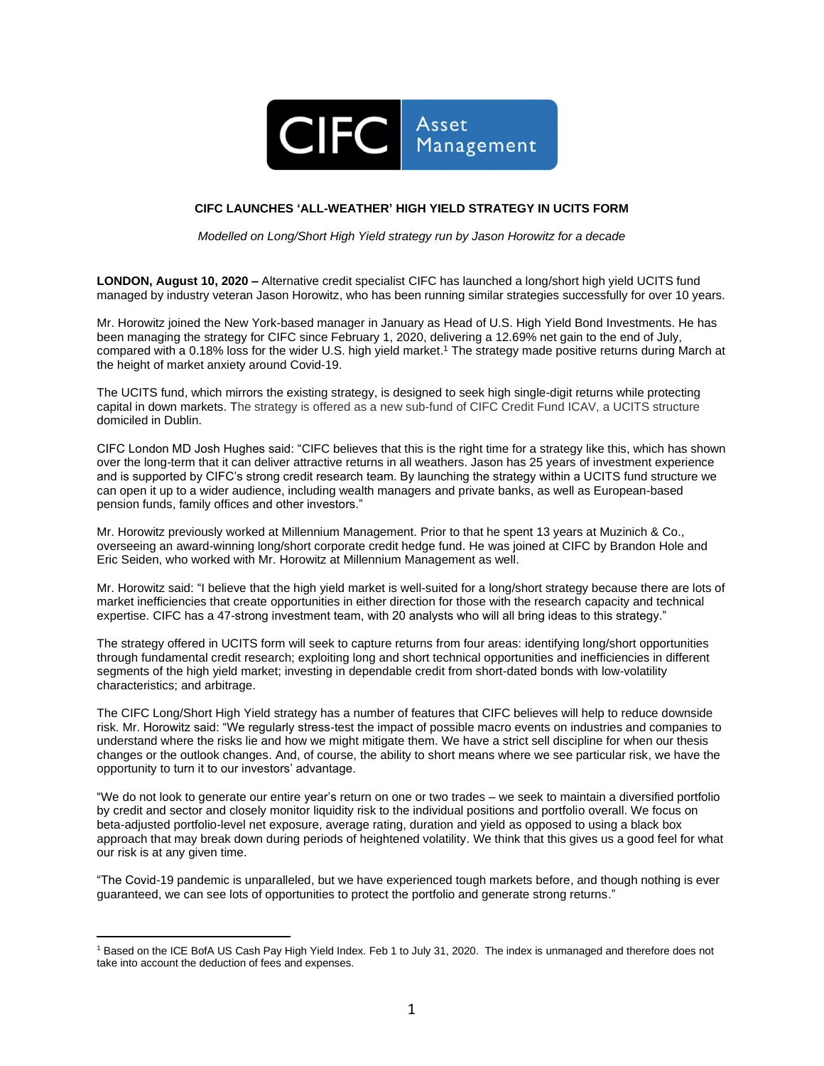# CIFC LAUNCHES 'ALL-WEATHER' HIGH YIELD STRATEGY IN UCITS FORM

*Modelled on Long/Short High Yield strategy run by Jason Horowitz for a decade*

**LONDON, August 10, 2020 –** Alternative credit specialist CIFC has launched a long/short high yield UCITS fund managed by industry veteran Jason Horowitz, who has been running similar strategies successfully for over 10 years.

Mr. Horowitz joined the New York-based manager in January as Head of U.S. High Yield Bond Investments. He has been managing the strategy for CIFC since February 1, 2020, delivering a 12.69% net gain to the end of July, compared with a 0.18% loss for the wider U.S. high yield market.[1] The strategy made positive returns during March at the height of market anxiety around Covid-19.

The UCITS fund, which mirrors the existing strategy, is designed to seek high single-digit returns while protecting capital in down markets. The strategy is offered as a new sub-fund of CIFC Credit Fund ICAV, a UCITS structure domiciled in Dublin.

CIFC London MD Josh Hughes said: "CIFC believes that this is the right time for a strategy like this, which has shown over the long-term that it can deliver attractive returns in all weathers. Jason has 25 years of investment experience and is supported by CIFC's strong credit research team. By launching the strategy within a UCITS fund structure we can open it up to a wider audience, including wealth managers and private banks, as well as European-based pension funds, family offices and other investors."

Mr. Horowitz previously worked at Millennium Management. Prior to that he spent 13 years at Muzinich & Co., overseeing an award-winning long/short corporate credit hedge fund. He was joined at CIFC by Brandon Hole and Eric Seiden, who worked with Mr. Horowitz at Millennium Management as well.

Mr. Horowitz said: "I believe that the high yield market is well-suited for a long/short strategy because there are lots of market inefficiencies that create opportunities in either direction for those with the research capacity and technical expertise. CIFC has a 47-strong investment team, with 20 analysts who will all bring ideas to this strategy."

The strategy offered in UCITS form will seek to capture returns from four areas: identifying long/short opportunities through fundamental credit research; exploiting long and short technical opportunities and inefficiencies in different segments of the high yield market; investing in dependable credit from short-dated bonds with low-volatility characteristics; and arbitrage.

The CIFC Long/Short High Yield strategy has a number of features that CIFC believes will help to reduce downside risk. Mr. Horowitz said: "We regularly stress-test the impact of possible macro events on industries and companies to understand where the risks lie and how we might mitigate them. We have a strict sell discipline for when our thesis changes or the outlook changes. And, of course, the ability to short means where we see particular risk, we have the opportunity to turn it to our investors' advantage.

"We do not look to generate our entire year's return on one or two trades – we seek to maintain a diversified portfolio by credit and sector and closely monitor liquidity risk to the individual positions and portfolio overall. We focus on beta-adjusted portfolio-level net exposure, average rating, duration and yield as opposed to using a black box approach that may break down during periods of heightened volatility. We think that this gives us a good feel for what our risk is at any given time.

"The Covid-19 pandemic is unparalleled, but we have experienced tough markets before, and though nothing is ever guaranteed, we can see lots of opportunities to protect the portfolio and generate strong returns."

---

[1] Based on the ICE BofA US Cash Pay High Yield Index. Feb 1 to July 31, 2020. The index is unmanaged and therefore does not take into account the deduction of fees and expenses.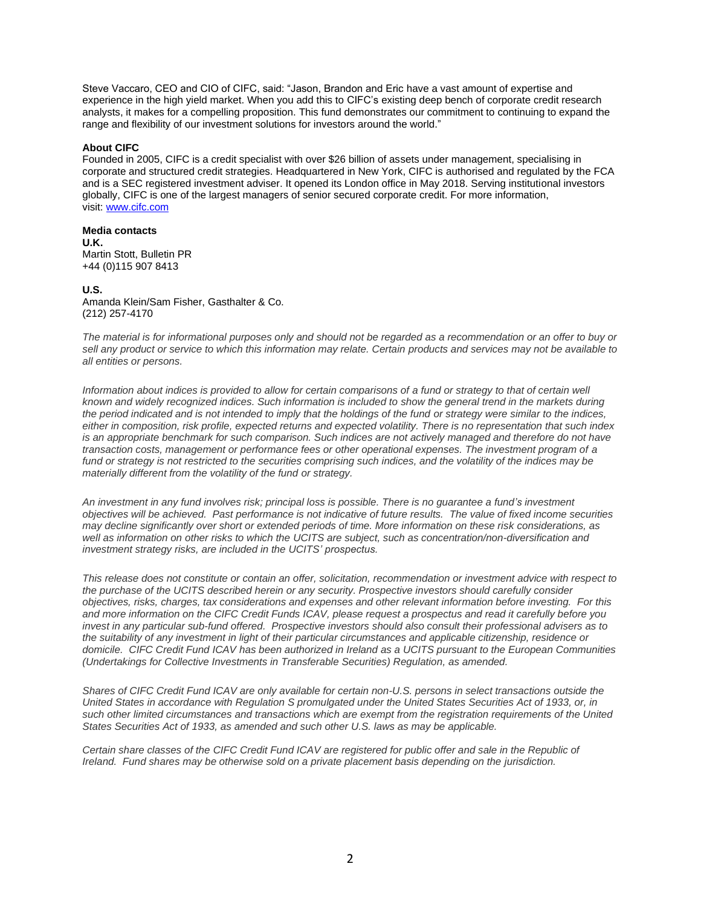Steve Vaccaro, CEO and CIO of CIFC, said: "Jason, Brandon and Eric have a vast amount of expertise and experience in the high yield market. When you add this to CIFC's existing deep bench of corporate credit research analysts, it makes for a compelling proposition. This fund demonstrates our commitment to continuing to expand the range and flexibility of our investment solutions for investors around the world."

**About CIFC**

Founded in 2005, CIFC is a credit specialist with over $26 billion of assets under management, specialising in corporate and structured credit strategies. Headquartered in New York, CIFC is authorised and regulated by the FCA and is a SEC registered investment adviser. It opened its London office in May 2018. Serving institutional investors globally, CIFC is one of the largest managers of senior secured corporate credit. For more information, visit: [www.cifc.com](www.cifc.com)

**Media contacts**

**U.K.**
Martin Stott, Bulletin PR
+44 (0)115 907 8413

**U.S.**
Amanda Klein/Sam Fisher, Gasthalter & Co.
(212) 257-4170

*The material is for informational purposes only and should not be regarded as a recommendation or an offer to buy or sell any product or service to which this information may relate. Certain products and services may not be available to all entities or persons.*

*Information about indices is provided to allow for certain comparisons of a fund or strategy to that of certain well known and widely recognized indices. Such information is included to show the general trend in the markets during the period indicated and is not intended to imply that the holdings of the fund or strategy were similar to the indices, either in composition, risk profile, expected returns and expected volatility. There is no representation that such index is an appropriate benchmark for such comparison. Such indices are not actively managed and therefore do not have transaction costs, management or performance fees or other operational expenses. The investment program of a fund or strategy is not restricted to the securities comprising such indices, and the volatility of the indices may be materially different from the volatility of the fund or strategy.*

*An investment in any fund involves risk; principal loss is possible. There is no guarantee a fund's investment objectives will be achieved. Past performance is not indicative of future results. The value of fixed income securities may decline significantly over short or extended periods of time. More information on these risk considerations, as well as information on other risks to which the UCITS are subject, such as concentration/non-diversification and investment strategy risks, are included in the UCITS' prospectus.*

*This release does not constitute or contain an offer, solicitation, recommendation or investment advice with respect to the purchase of the UCITS described herein or any security. Prospective investors should carefully consider objectives, risks, charges, tax considerations and expenses and other relevant information before investing. For this and more information on the CIFC Credit Funds ICAV, please request a prospectus and read it carefully before you invest in any particular sub-fund offered. Prospective investors should also consult their professional advisers as to the suitability of any investment in light of their particular circumstances and applicable citizenship, residence or domicile. CIFC Credit Fund ICAV has been authorized in Ireland as a UCITS pursuant to the European Communities (Undertakings for Collective Investments in Transferable Securities) Regulation, as amended.*

*Shares of CIFC Credit Fund ICAV are only available for certain non-U.S. persons in select transactions outside the United States in accordance with Regulation S promulgated under the United States Securities Act of 1933, or, in such other limited circumstances and transactions which are exempt from the registration requirements of the United States Securities Act of 1933, as amended and such other U.S. laws as may be applicable.*

*Certain share classes of the CIFC Credit Fund ICAV are registered for public offer and sale in the Republic of Ireland. Fund shares may be otherwise sold on a private placement basis depending on the jurisdiction.*